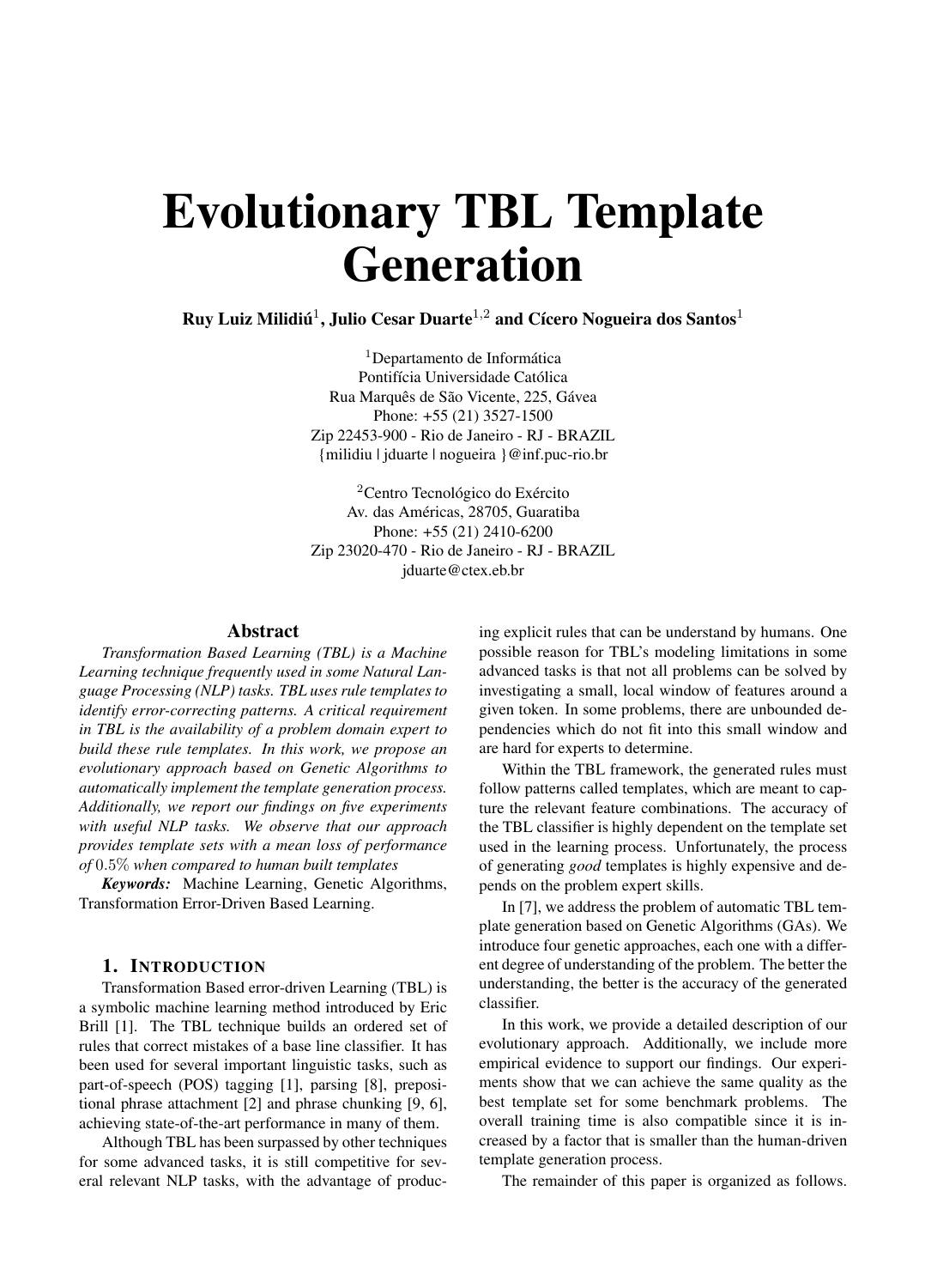#  Evolutionary TBL Template Generation

**Ruy Luiz Milidiú[1], Julio Cesar Duarte[1,2] and Cícero Nogueira dos Santos[1]**

[1]Departamento de Informática
Pontifícia Universidade Católica
Rua Marquês de São Vicente, 225, Gávea
Phone: +55 (21) 3527-1500
Zip 22453-900 - Rio de Janeiro - RJ - BRAZIL
{milidiu | jduarte | nogueira }@inf.puc-rio.br

[2]Centro Tecnológico do Exército
Av. das Américas, 28705, Guaratiba
Phone: +55 (21) 2410-6200
Zip 23020-470 - Rio de Janeiro - RJ - BRAZIL
jduarte@ctex.eb.br

## Abstract

*Transformation Based Learning (TBL) is a Machine Learning technique frequently used in some Natural Language Processing (NLP) tasks. TBL uses rule templates to identify error-correcting patterns. A critical requirement in TBL is the availability of a problem domain expert to build these rule templates. In this work, we propose an evolutionary approach based on Genetic Algorithms to automatically implement the template generation process. Additionally, we report our findings on five experiments with useful NLP tasks. We observe that our approach provides template sets with a mean loss of performance of* $0.5\%$ *when compared to human built templates*

***Keywords:*** Machine Learning, Genetic Algorithms, Transformation Error-Driven Based Learning.

## 1. Introduction

Transformation Based error-driven Learning (TBL) is a symbolic machine learning method introduced by Eric Brill [1]. The TBL technique builds an ordered set of rules that correct mistakes of a base line classifier. It has been used for several important linguistic tasks, such as part-of-speech (POS) tagging [1], parsing [8], prepositional phrase attachment [2] and phrase chunking [9, 6], achieving state-of-the-art performance in many of them.

Although TBL has been surpassed by other techniques for some advanced tasks, it is still competitive for several relevant NLP tasks, with the advantage of producing explicit rules that can be understand by humans. One possible reason for TBL's modeling limitations in some advanced tasks is that not all problems can be solved by investigating a small, local window of features around a given token. In some problems, there are unbounded dependencies which do not fit into this small window and are hard for experts to determine.

Within the TBL framework, the generated rules must follow patterns called templates, which are meant to capture the relevant feature combinations. The accuracy of the TBL classifier is highly dependent on the template set used in the learning process. Unfortunately, the process of generating *good* templates is highly expensive and depends on the problem expert skills.

In [7], we address the problem of automatic TBL template generation based on Genetic Algorithms (GAs). We introduce four genetic approaches, each one with a different degree of understanding of the problem. The better the understanding, the better is the accuracy of the generated classifier.

In this work, we provide a detailed description of our evolutionary approach. Additionally, we include more empirical evidence to support our findings. Our experiments show that we can achieve the same quality as the best template set for some benchmark problems. The overall training time is also compatible since it is increased by a factor that is smaller than the human-driven template generation process.

The remainder of this paper is organized as follows.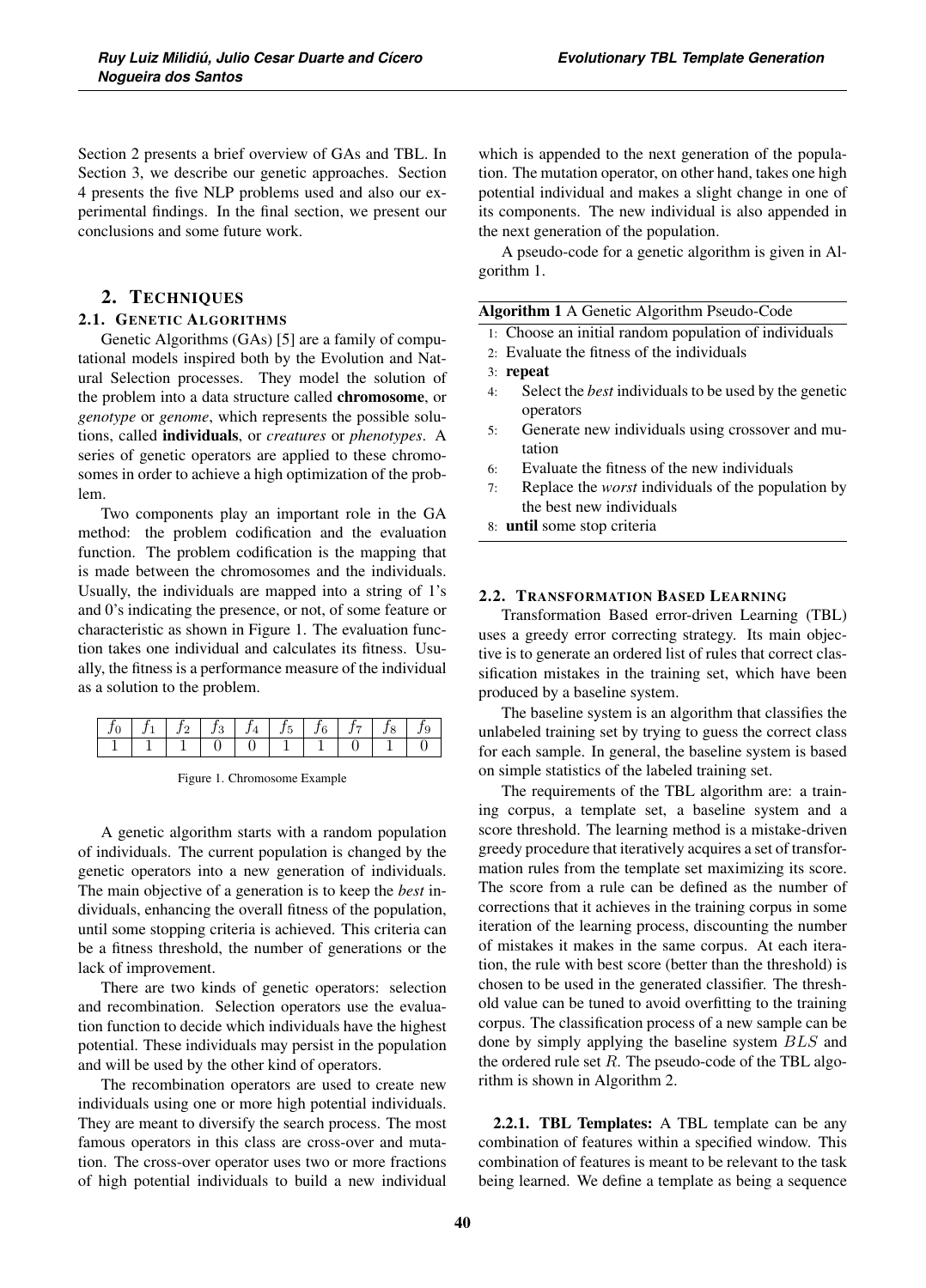Section 2 presents a brief overview of GAs and TBL. In Section 3, we describe our genetic approaches. Section 4 presents the five NLP problems used and also our experimental findings. In the final section, we present our conclusions and some future work.

## 2. Techniques

### 2.1. Genetic Algorithms

Genetic Algorithms (GAs) [5] are a family of computational models inspired both by the Evolution and Natural Selection processes. They model the solution of the problem into a data structure called **chromosome**, or *genotype* or *genome*, which represents the possible solutions, called **individuals**, or *creatures* or *phenotypes*. A series of genetic operators are applied to these chromosomes in order to achieve a high optimization of the problem.

Two components play an important role in the GA method: the problem codification and the evaluation function. The problem codification is the mapping that is made between the chromosomes and the individuals. Usually, the individuals are mapped into a string of 1's and 0's indicating the presence, or not, of some feature or characteristic as shown in Figure 1. The evaluation function takes one individual and calculates its fitness. Usually, the fitness is a performance measure of the individual as a solution to the problem.

| $f_0$ | $f_1$ | $f_2$ | $f_3$ | $f_4$ | $f_5$ | $f_6$ | $f_7$ | $f_8$ | $f_9$ |
|---|---|---|---|---|---|---|---|---|---|
| 1 | 1 | 1 | 0 | 0 | 1 | 1 | 0 | 1 | 0 |

Figure 1. Chromosome Example

A genetic algorithm starts with a random population of individuals. The current population is changed by the genetic operators into a new generation of individuals. The main objective of a generation is to keep the *best* individuals, enhancing the overall fitness of the population, until some stopping criteria is achieved. This criteria can be a fitness threshold, the number of generations or the lack of improvement.

There are two kinds of genetic operators: selection and recombination. Selection operators use the evaluation function to decide which individuals have the highest potential. These individuals may persist in the population and will be used by the other kind of operators.

The recombination operators are used to create new individuals using one or more high potential individuals. They are meant to diversify the search process. The most famous operators in this class are cross-over and mutation. The cross-over operator uses two or more fractions of high potential individuals to build a new individual which is appended to the next generation of the population. The mutation operator, on other hand, takes one high potential individual and makes a slight change in one of its components. The new individual is also appended in the next generation of the population.

A pseudo-code for a genetic algorithm is given in Algorithm 1.

**Algorithm 1** A Genetic Algorithm Pseudo-Code

```
1: Choose an initial random population of individuals
2: Evaluate the fitness of the individuals
3: repeat
4:     Select the best individuals to be used by the genetic operators
5:     Generate new individuals using crossover and mutation
6:     Evaluate the fitness of the new individuals
7:     Replace the worst individuals of the population by the best new individuals
8: until some stop criteria
```

### 2.2. Transformation Based Learning

Transformation Based error-driven Learning (TBL) uses a greedy error correcting strategy. Its main objective is to generate an ordered list of rules that correct classification mistakes in the training set, which have been produced by a baseline system.

The baseline system is an algorithm that classifies the unlabeled training set by trying to guess the correct class for each sample. In general, the baseline system is based on simple statistics of the labeled training set.

The requirements of the TBL algorithm are: a training corpus, a template set, a baseline system and a score threshold. The learning method is a mistake-driven greedy procedure that iteratively acquires a set of transformation rules from the template set maximizing its score. The score from a rule can be defined as the number of corrections that it achieves in the training corpus in some iteration of the learning process, discounting the number of mistakes it makes in the same corpus. At each iteration, the rule with best score (better than the threshold) is chosen to be used in the generated classifier. The threshold value can be tuned to avoid overfitting to the training corpus. The classification process of a new sample can be done by simply applying the baseline system $BLS$ and the ordered rule set $R$. The pseudo-code of the TBL algorithm is shown in Algorithm 2.

**2.2.1. TBL Templates:** A TBL template can be any combination of features within a specified window. This combination of features is meant to be relevant to the task being learned. We define a template as being a sequence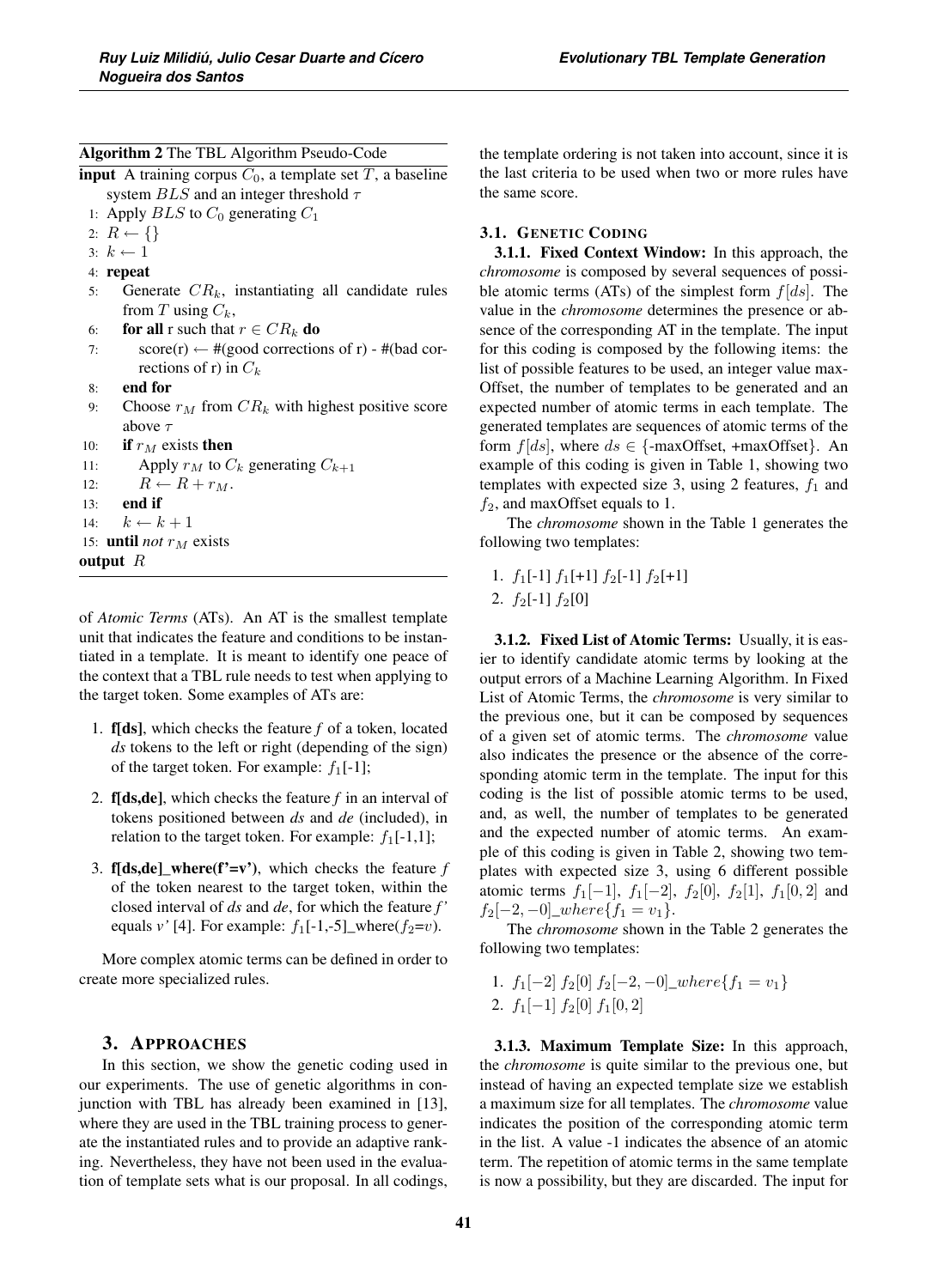**Algorithm 2** The TBL Algorithm Pseudo-Code

**input** A training corpus $C_0$, a template set $T$, a baseline system $BLS$ and an integer threshold $\tau$

```
1:  Apply BLS to C_0 generating C_1
2:  R ← {}
3:  k ← 1
4:  repeat
5:     Generate CR_k, instantiating all candidate rules from T using C_k,
6:     for all r such that r ∈ CR_k do
7:        score(r) ← #(good corrections of r) - #(bad corrections of r) in C_k
8:     end for
9:     Choose r_M from CR_k with highest positive score above τ
10:    if r_M exists then
11:       Apply r_M to C_k generating C_{k+1}
12:       R ← R + r_M.
13:    end if
14:    k ← k + 1
15: until not r_M exists
```

**output** $R$

of *Atomic Terms* (ATs). An AT is the smallest template unit that indicates the feature and conditions to be instantiated in a template. It is meant to identify one peace of the context that a TBL rule needs to test when applying to the target token. Some examples of ATs are:

1. **f[ds]**, which checks the feature *f* of a token, located *ds* tokens to the left or right (depending of the sign) of the target token. For example: $f_1$[-1];
2. **f[ds,de]**, which checks the feature *f* in an interval of tokens positioned between *ds* and *de* (included), in relation to the target token. For example: $f_1$[-1,1];
3. **f[ds,de]_where(f'=v')**, which checks the feature *f* of the token nearest to the target token, within the closed interval of *ds* and *de*, for which the feature *f'* equals *v'* [4]. For example: $f_1$[-1,-5]_where($f_2$=$v$).

More complex atomic terms can be defined in order to create more specialized rules.

## 3. Approaches

In this section, we show the genetic coding used in our experiments. The use of genetic algorithms in conjunction with TBL has already been examined in [13], where they are used in the TBL training process to generate the instantiated rules and to provide an adaptive ranking. Nevertheless, they have not been used in the evaluation of template sets what is our proposal. In all codings, the template ordering is not taken into account, since it is the last criteria to be used when two or more rules have the same score.

### 3.1. Genetic Coding

**3.1.1. Fixed Context Window:** In this approach, the *chromosome* is composed by several sequences of possible atomic terms (ATs) of the simplest form $f[ds]$. The value in the *chromosome* determines the presence or absence of the corresponding AT in the template. The input for this coding is composed by the following items: the list of possible features to be used, an integer value maxOffset, the number of templates to be generated and an expected number of atomic terms in each template. The generated templates are sequences of atomic terms of the form $f[ds]$, where $ds \in$ {-maxOffset, +maxOffset}. An example of this coding is given in Table 1, showing two templates with expected size 3, using 2 features, $f_1$ and $f_2$, and maxOffset equals to 1.

The *chromosome* shown in the Table 1 generates the following two templates:

1. $f_1$[-1] $f_1$[+1] $f_2$[-1] $f_2$[+1]
2. $f_2$[-1] $f_2$[0]

**3.1.2. Fixed List of Atomic Terms:** Usually, it is easier to identify candidate atomic terms by looking at the output errors of a Machine Learning Algorithm. In Fixed List of Atomic Terms, the *chromosome* is very similar to the previous one, but it can be composed by sequences of a given set of atomic terms. The *chromosome* value also indicates the presence or the absence of the corresponding atomic term in the template. The input for this coding is the list of possible atomic terms to be used, and, as well, the number of templates to be generated and the expected number of atomic terms. An example of this coding is given in Table 2, showing two templates with expected size 3, using 6 different possible atomic terms $f_1[-1]$, $f_1[-2]$, $f_2[0]$, $f_2[1]$, $f_1[0,2]$ and $f_2[-2,-0]\_where\{f_1 = v_1\}$.

The *chromosome* shown in the Table 2 generates the following two templates:

1. $f_1[-2]$ $f_2[0]$ $f_2[-2,-0]\_where\{f_1 = v_1\}$
2. $f_1[-1]$ $f_2[0]$ $f_1[0,2]$

**3.1.3. Maximum Template Size:** In this approach, the *chromosome* is quite similar to the previous one, but instead of having an expected template size we establish a maximum size for all templates. The *chromosome* value indicates the position of the corresponding atomic term in the list. A value -1 indicates the absence of an atomic term. The repetition of atomic terms in the same template is now a possibility, but they are discarded. The input for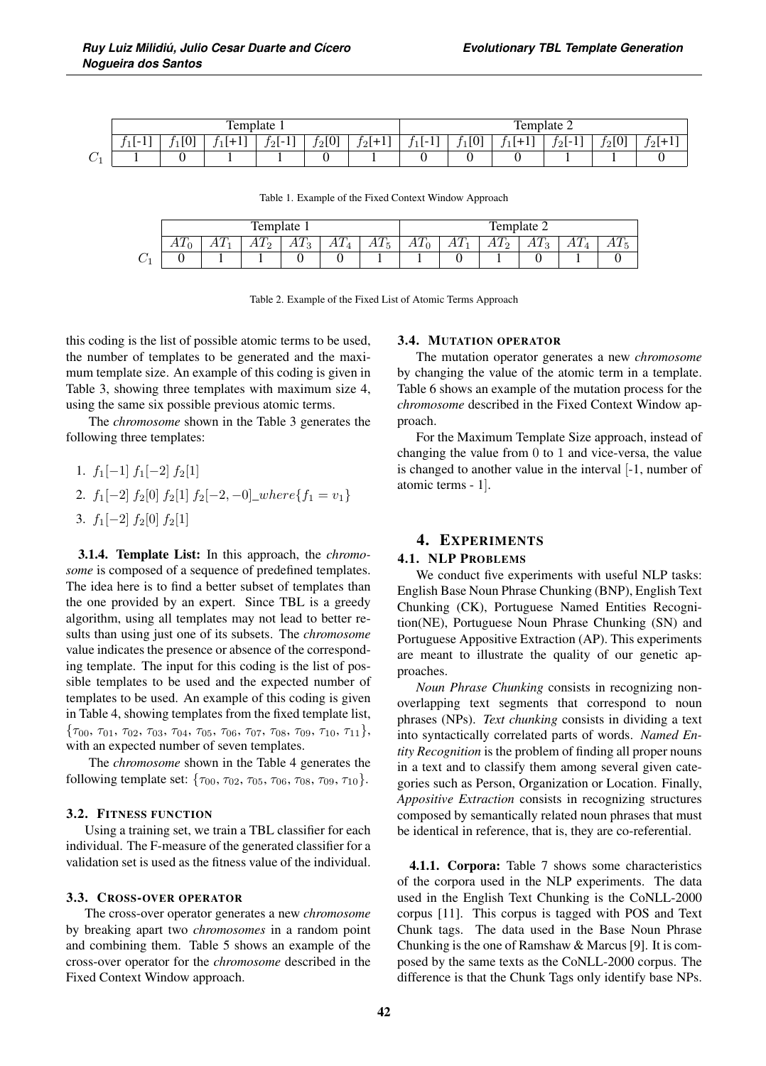| | Template 1 | | | | | | Template 2 | | | | | |
|---|---|---|---|---|---|---|---|---|---|---|---|---|
| | $f_1$[-1] | $f_1$[0] | $f_1$[+1] | $f_2$[-1] | $f_2$[0] | $f_2$[+1] | $f_1$[-1] | $f_1$[0] | $f_1$[+1] | $f_2$[-1] | $f_2$[0] | $f_2$[+1] |
| $C_1$ | 1 | 0 | 1 | 1 | 0 | 1 | 0 | 0 | 0 | 1 | 1 | 0 |

Table 1. Example of the Fixed Context Window Approach

| | Template 1 | | | | | | Template 2 | | | | | |
|---|---|---|---|---|---|---|---|---|---|---|---|---|
| | $AT_0$ | $AT_1$ | $AT_2$ | $AT_3$ | $AT_4$ | $AT_5$ | $AT_0$ | $AT_1$ | $AT_2$ | $AT_3$ | $AT_4$ | $AT_5$ |
| $C_1$ | 0 | 1 | 1 | 0 | 0 | 1 | 1 | 0 | 1 | 0 | 1 | 0 |

Table 2. Example of the Fixed List of Atomic Terms Approach

this coding is the list of possible atomic terms to be used, the number of templates to be generated and the maximum template size. An example of this coding is given in Table 3, showing three templates with maximum size 4, using the same six possible previous atomic terms.

The *chromosome* shown in the Table 3 generates the following three templates:

1. $f_1[-1]$ $f_1[-2]$ $f_2[1]$
2. $f_1[-2]$ $f_2[0]$ $f_2[1]$ $f_2[-2, -0]\_where\{f_1 = v_1\}$
3. $f_1[-2]$ $f_2[0]$ $f_2[1]$

**3.1.4. Template List:** In this approach, the *chromosome* is composed of a sequence of predefined templates. The idea here is to find a better subset of templates than the one provided by an expert. Since TBL is a greedy algorithm, using all templates may not lead to better results than using just one of its subsets. The *chromosome* value indicates the presence or absence of the corresponding template. The input for this coding is the list of possible templates to be used and the expected number of templates to be used. An example of this coding is given in Table 4, showing templates from the fixed template list, $\{\tau_{00}, \tau_{01}, \tau_{02}, \tau_{03}, \tau_{04}, \tau_{05}, \tau_{06}, \tau_{07}, \tau_{08}, \tau_{09}, \tau_{10}, \tau_{11}\}$, with an expected number of seven templates.

The *chromosome* shown in the Table 4 generates the following template set: $\{\tau_{00}, \tau_{02}, \tau_{05}, \tau_{06}, \tau_{08}, \tau_{09}, \tau_{10}\}$.

### 3.2. Fitness function

Using a training set, we train a TBL classifier for each individual. The F-measure of the generated classifier for a validation set is used as the fitness value of the individual.

### 3.3. Cross-over operator

The cross-over operator generates a new *chromosome* by breaking apart two *chromosomes* in a random point and combining them. Table 5 shows an example of the cross-over operator for the *chromosome* described in the Fixed Context Window approach.

### 3.4. Mutation operator

The mutation operator generates a new *chromosome* by changing the value of the atomic term in a template. Table 6 shows an example of the mutation process for the *chromosome* described in the Fixed Context Window approach.

For the Maximum Template Size approach, instead of changing the value from 0 to 1 and vice-versa, the value is changed to another value in the interval [-1, number of atomic terms - 1].

## 4. Experiments

### 4.1. NLP Problems

We conduct five experiments with useful NLP tasks: English Base Noun Phrase Chunking (BNP), English Text Chunking (CK), Portuguese Named Entities Recognition(NE), Portuguese Noun Phrase Chunking (SN) and Portuguese Appositive Extraction (AP). This experiments are meant to illustrate the quality of our genetic approaches.

*Noun Phrase Chunking* consists in recognizing non-overlapping text segments that correspond to noun phrases (NPs). *Text chunking* consists in dividing a text into syntactically correlated parts of words. *Named Entity Recognition* is the problem of finding all proper nouns in a text and to classify them among several given categories such as Person, Organization or Location. Finally, *Appositive Extraction* consists in recognizing structures composed by semantically related noun phrases that must be identical in reference, that is, they are co-referential.

**4.1.1. Corpora:** Table 7 shows some characteristics of the corpora used in the NLP experiments. The data used in the English Text Chunking is the CoNLL-2000 corpus [11]. This corpus is tagged with POS and Text Chunk tags. The data used in the Base Noun Phrase Chunking is the one of Ramshaw & Marcus [9]. It is composed by the same texts as the CoNLL-2000 corpus. The difference is that the Chunk Tags only identify base NPs.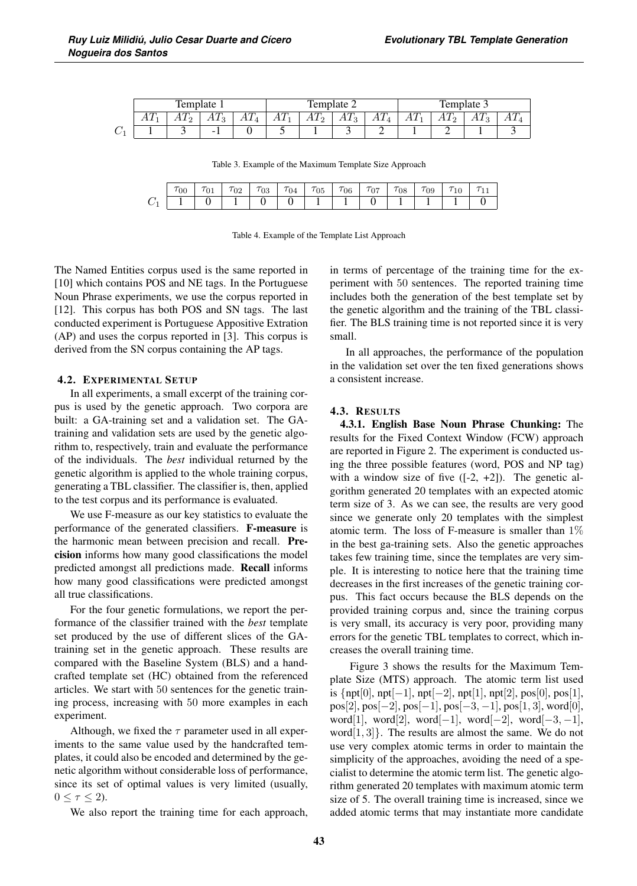| | Template 1 | | | | Template 2 | | | | Template 3 | | | |
|---|---|---|---|---|---|---|---|---|---|---|---|---|
| | $AT_1$ | $AT_2$ | $AT_3$ | $AT_4$ | $AT_1$ | $AT_2$ | $AT_3$ | $AT_4$ | $AT_1$ | $AT_2$ | $AT_3$ | $AT_4$ |
| $C_1$ | 1 | 3 | -1 | 0 | 5 | 1 | 3 | 2 | 1 | 2 | 1 | 3 |

Table 3. Example of the Maximum Template Size Approach

| | $\tau_{00}$ | $\tau_{01}$ | $\tau_{02}$ | $\tau_{03}$ | $\tau_{04}$ | $\tau_{05}$ | $\tau_{06}$ | $\tau_{07}$ | $\tau_{08}$ | $\tau_{09}$ | $\tau_{10}$ | $\tau_{11}$ |
|---|---|---|---|---|---|---|---|---|---|---|---|---|
| $C_1$ | 1 | 0 | 1 | 0 | 0 | 1 | 1 | 0 | 1 | 1 | 1 | 0 |

Table 4. Example of the Template List Approach

The Named Entities corpus used is the same reported in [10] which contains POS and NE tags. In the Portuguese Noun Phrase experiments, we use the corpus reported in [12]. This corpus has both POS and SN tags. The last conducted experiment is Portuguese Appositive Extration (AP) and uses the corpus reported in [3]. This corpus is derived from the SN corpus containing the AP tags.

### 4.2. Experimental Setup

In all experiments, a small excerpt of the training corpus is used by the genetic approach. Two corpora are built: a GA-training set and a validation set. The GA-training and validation sets are used by the genetic algorithm to, respectively, train and evaluate the performance of the individuals. The *best* individual returned by the genetic algorithm is applied to the whole training corpus, generating a TBL classifier. The classifier is, then, applied to the test corpus and its performance is evaluated.

We use F-measure as our key statistics to evaluate the performance of the generated classifiers. **F-measure** is the harmonic mean between precision and recall. **Precision** informs how many good classifications the model predicted amongst all predictions made. **Recall** informs how many good classifications were predicted amongst all true classifications.

For the four genetic formulations, we report the performance of the classifier trained with the *best* template set produced by the use of different slices of the GA-training set in the genetic approach. These results are compared with the Baseline System (BLS) and a handcrafted template set (HC) obtained from the referenced articles. We start with 50 sentences for the genetic training process, increasing with 50 more examples in each experiment.

Although, we fixed the $\tau$ parameter used in all experiments to the same value used by the handcrafted templates, it could also be encoded and determined by the genetic algorithm without considerable loss of performance, since its set of optimal values is very limited (usually, $0 \leq \tau \leq 2$).

We also report the training time for each approach, in terms of percentage of the training time for the experiment with 50 sentences. The reported training time includes both the generation of the best template set by the genetic algorithm and the training of the TBL classifier. The BLS training time is not reported since it is very small.

In all approaches, the performance of the population in the validation set over the ten fixed generations shows a consistent increase.

### 4.3. Results

**4.3.1. English Base Noun Phrase Chunking:** The results for the Fixed Context Window (FCW) approach are reported in Figure 2. The experiment is conducted using the three possible features (word, POS and NP tag) with a window size of five ([-2, +2]). The genetic algorithm generated 20 templates with an expected atomic term size of 3. As we can see, the results are very good since we generate only 20 templates with the simplest atomic term. The loss of F-measure is smaller than 1% in the best ga-training sets. Also the genetic approaches takes few training time, since the templates are very simple. It is interesting to notice here that the training time decreases in the first increases of the genetic training corpus. This fact occurs because the BLS depends on the provided training corpus and, since the training corpus is very small, its accuracy is very poor, providing many errors for the genetic TBL templates to correct, which increases the overall training time.

Figure 3 shows the results for the Maximum Template Size (MTS) approach. The atomic term list used is {npt[0], npt[−1], npt[−2], npt[1], npt[2], pos[0], pos[1], pos[2], pos[−2], pos[−1], pos[−3, −1], pos[1, 3], word[0], word[1], word[2], word[−1], word[−2], word[−3, −1], word[1, 3]}. The results are almost the same. We do not use very complex atomic terms in order to maintain the simplicity of the approaches, avoiding the need of a specialist to determine the atomic term list. The genetic algorithm generated 20 templates with maximum atomic term size of 5. The overall training time is increased, since we added atomic terms that may instantiate more candidate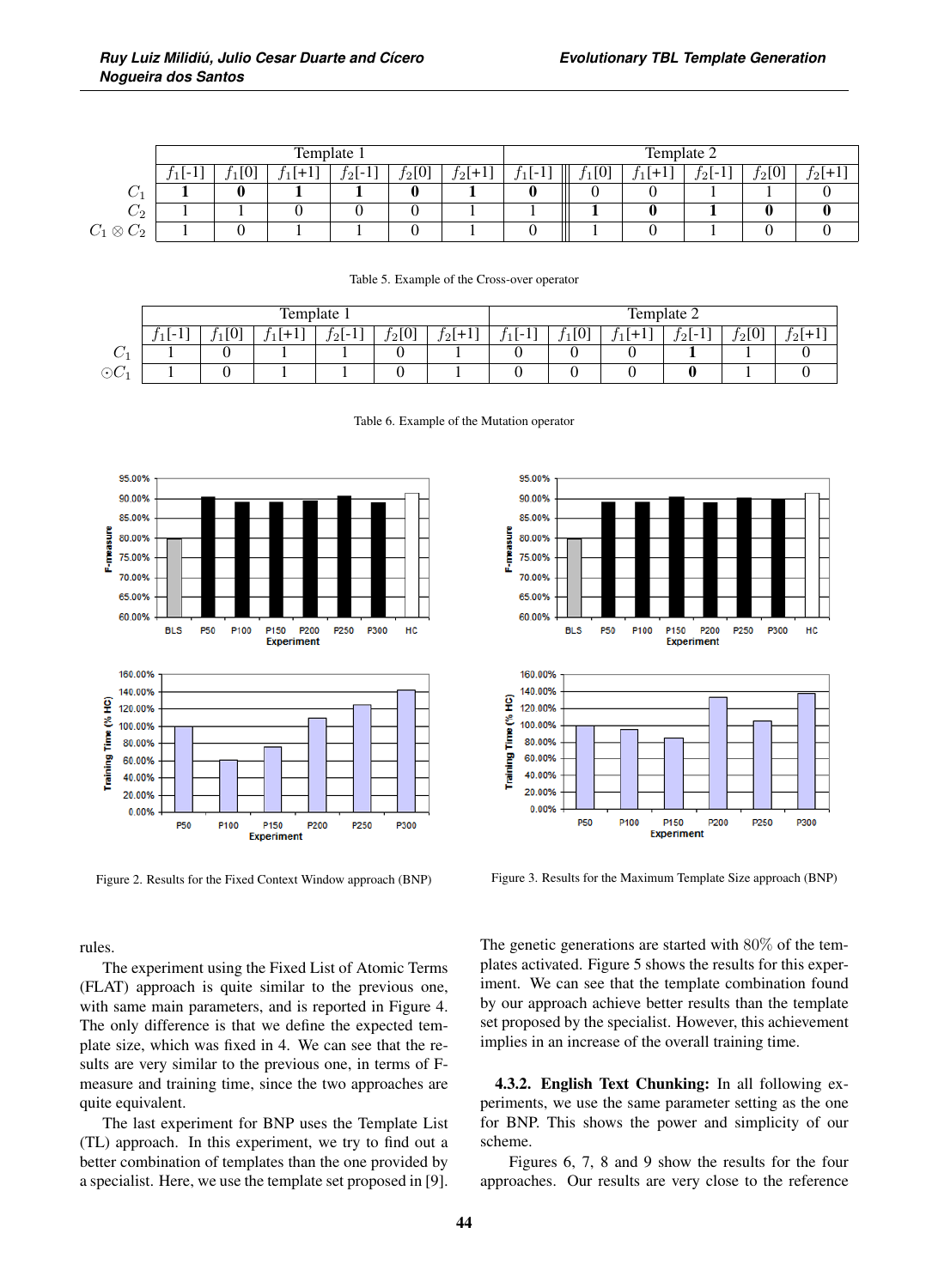| | Template 1 | | | | | | Template 2 | | | | | |
|---|---|---|---|---|---|---|---|---|---|---|---|---|
| | $f_1$[-1] | $f_1$[0] | $f_1$[+1] | $f_2$[-1] | $f_2$[0] | $f_2$[+1] | $f_1$[-1] | $f_1$[0] | $f_1$[+1] | $f_2$[-1] | $f_2$[0] | $f_2$[+1] |
| $C_1$ | **1** | **0** | **1** | **1** | **0** | **1** | **0** | 0 | 0 | 1 | 1 | 0 |
| $C_2$ | 1 | 1 | 0 | 0 | 0 | 1 | 1 | **1** | **0** | **1** | **0** | **0** |
| $C_1 \otimes C_2$ | 1 | 0 | 1 | 1 | 0 | 1 | 0 | 1 | 0 | 1 | 0 | 0 |

Table 5. Example of the Cross-over operator

| | Template 1 | | | | | | Template 2 | | | | | |
|---|---|---|---|---|---|---|---|---|---|---|---|---|
| | $f_1$[-1] | $f_1$[0] | $f_1$[+1] | $f_2$[-1] | $f_2$[0] | $f_2$[+1] | $f_1$[-1] | $f_1$[0] | $f_1$[+1] | $f_2$[-1] | $f_2$[0] | $f_2$[+1] |
| $C_1$ | 1 | 0 | 1 | 1 | 0 | 1 | 0 | 0 | 0 | **1** | 1 | 0 |
| $\odot C_1$ | 1 | 0 | 1 | 1 | 0 | 1 | 0 | 0 | 0 | **0** | 1 | 0 |

Table 6. Example of the Mutation operator

Figure 2. Results for the Fixed Context Window approach (BNP)

Figure 3. Results for the Maximum Template Size approach (BNP)

rules.

The experiment using the Fixed List of Atomic Terms (FLAT) approach is quite similar to the previous one, with same main parameters, and is reported in Figure 4. The only difference is that we define the expected template size, which was fixed in 4. We can see that the results are very similar to the previous one, in terms of F-measure and training time, since the two approaches are quite equivalent.

The last experiment for BNP uses the Template List (TL) approach. In this experiment, we try to find out a better combination of templates than the one provided by a specialist. Here, we use the template set proposed in [9]. The genetic generations are started with 80% of the templates activated. Figure 5 shows the results for this experiment. We can see that the template combination found by our approach achieve better results than the template set proposed by the specialist. However, this achievement implies in an increase of the overall training time.

**4.3.2. English Text Chunking:** In all following experiments, we use the same parameter setting as the one for BNP. This shows the power and simplicity of our scheme.

Figures 6, 7, 8 and 9 show the results for the four approaches. Our results are very close to the reference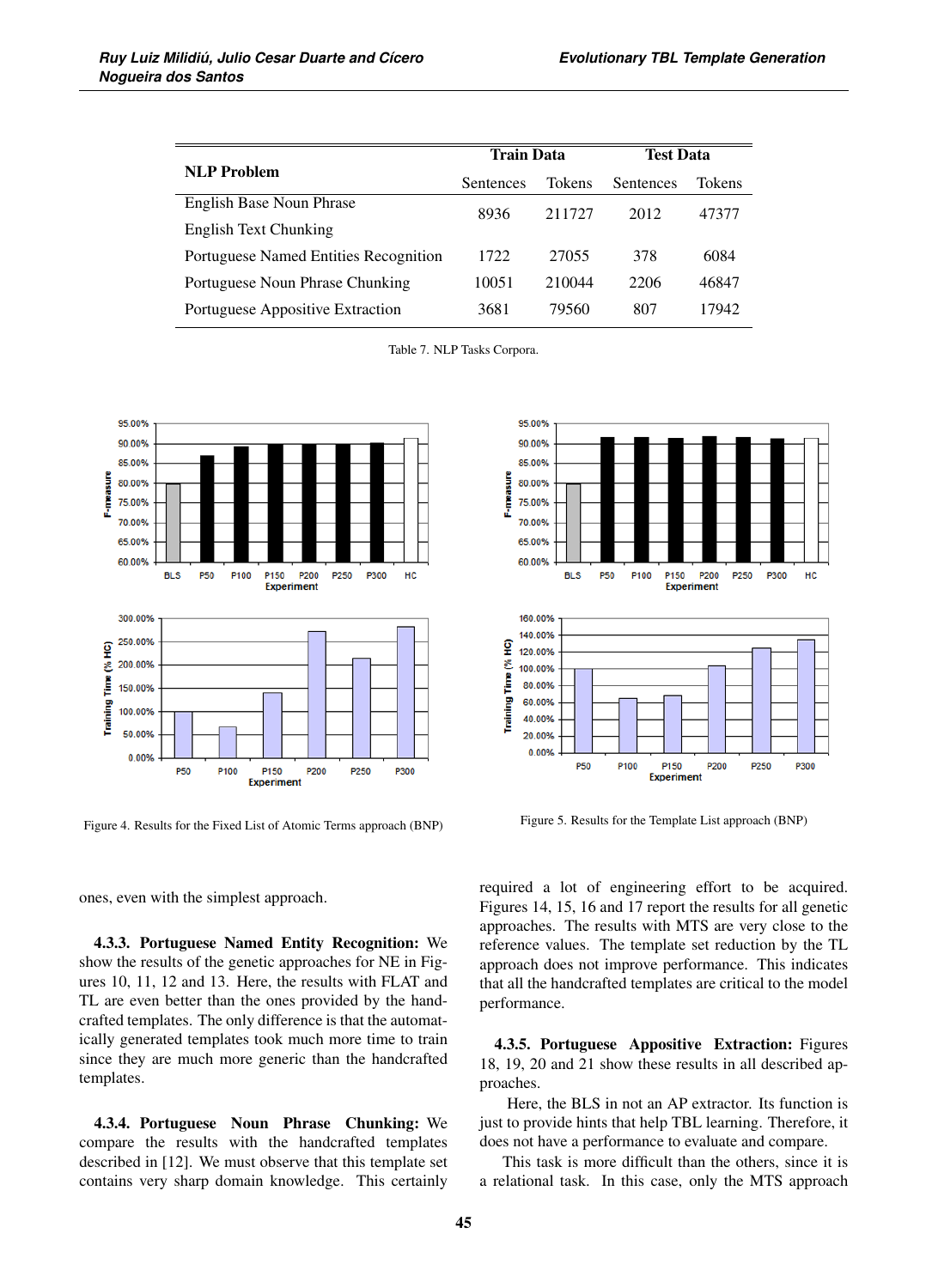| NLP Problem | Train Data | | Test Data | |
|---|---|---|---|---|
| | Sentences | Tokens | Sentences | Tokens |
| English Base Noun Phrase<br>English Text Chunking | 8936 | 211727 | 2012 | 47377 |
| Portuguese Named Entities Recognition | 1722 | 27055 | 378 | 6084 |
| Portuguese Noun Phrase Chunking | 10051 | 210044 | 2206 | 46847 |
| Portuguese Appositive Extraction | 3681 | 79560 | 807 | 17942 |

Table 7. NLP Tasks Corpora.

Figure 4. Results for the Fixed List of Atomic Terms approach (BNP)

Figure 5. Results for the Template List approach (BNP)

ones, even with the simplest approach.

**4.3.3. Portuguese Named Entity Recognition:** We show the results of the genetic approaches for NE in Figures 10, 11, 12 and 13. Here, the results with FLAT and TL are even better than the ones provided by the handcrafted templates. The only difference is that the automatically generated templates took much more time to train since they are much more generic than the handcrafted templates.

**4.3.4. Portuguese Noun Phrase Chunking:** We compare the results with the handcrafted templates described in [12]. We must observe that this template set contains very sharp domain knowledge. This certainly required a lot of engineering effort to be acquired. Figures 14, 15, 16 and 17 report the results for all genetic approaches. The results with MTS are very close to the reference values. The template set reduction by the TL approach does not improve performance. This indicates that all the handcrafted templates are critical to the model performance.

**4.3.5. Portuguese Appositive Extraction:** Figures 18, 19, 20 and 21 show these results in all described approaches.

Here, the BLS in not an AP extractor. Its function is just to provide hints that help TBL learning. Therefore, it does not have a performance to evaluate and compare.

This task is more difficult than the others, since it is a relational task. In this case, only the MTS approach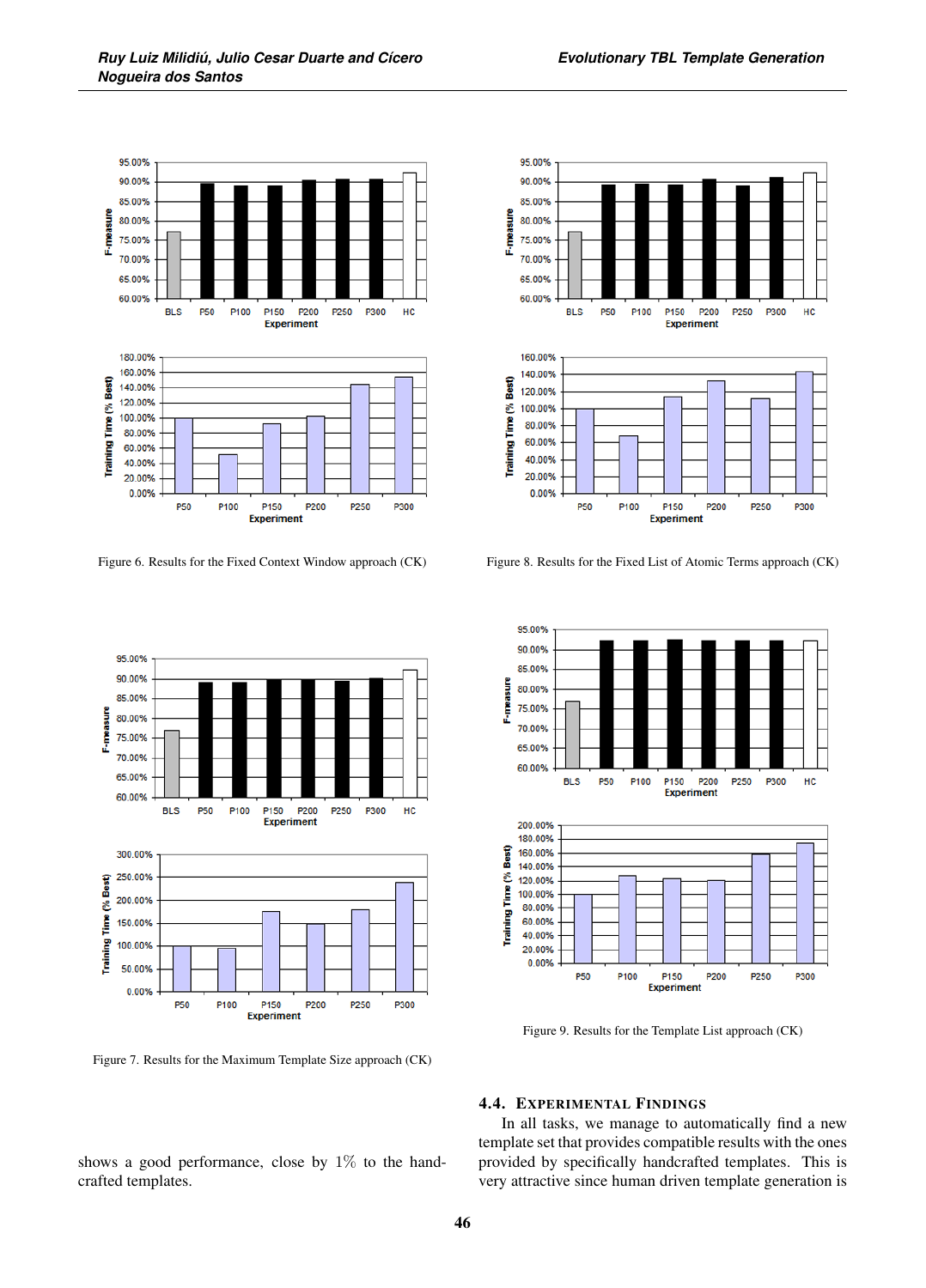Figure 6. Results for the Fixed Context Window approach (CK)

Figure 8. Results for the Fixed List of Atomic Terms approach (CK)

Figure 7. Results for the Maximum Template Size approach (CK)

Figure 9. Results for the Template List approach (CK)

shows a good performance, close by 1% to the handcrafted templates.

### 4.4. Experimental Findings

In all tasks, we manage to automatically find a new template set that provides compatible results with the ones provided by specifically handcrafted templates. This is very attractive since human driven template generation is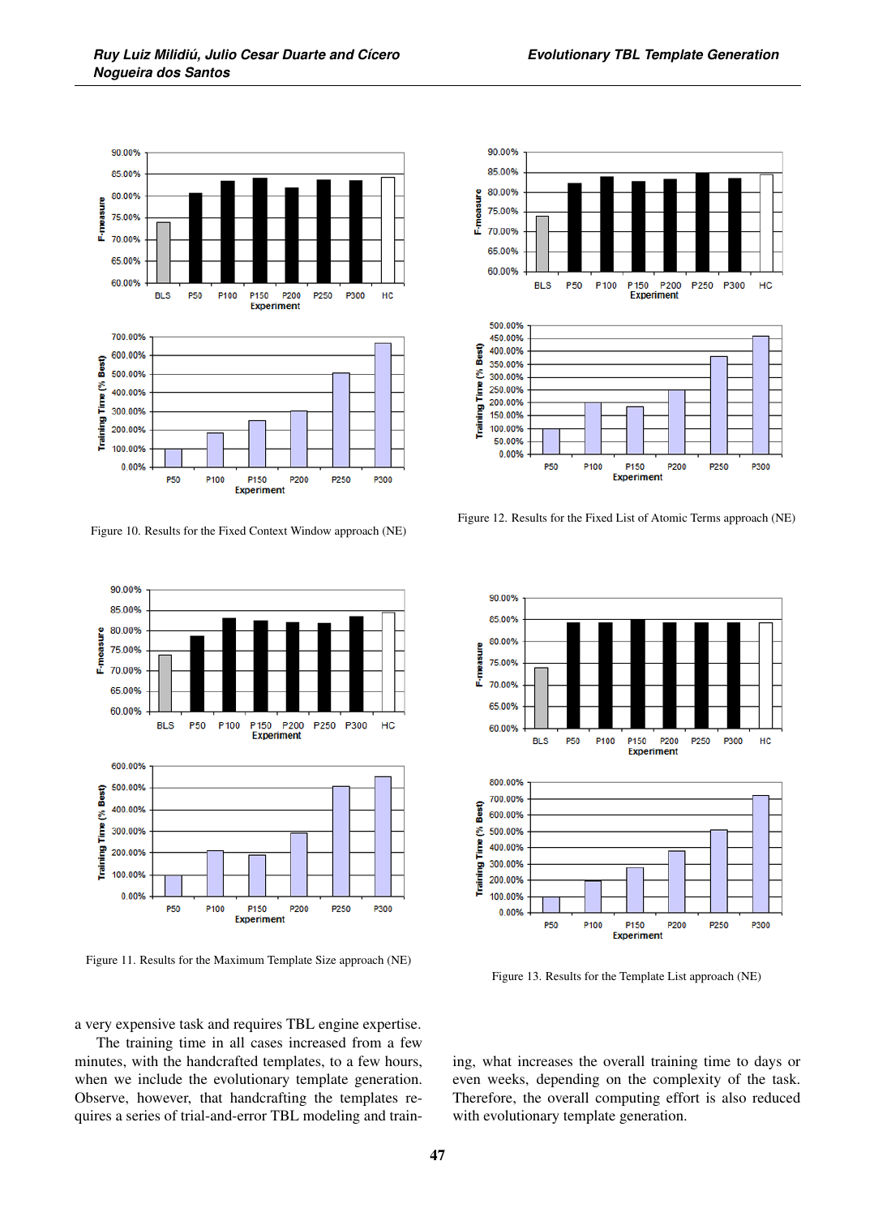Figure 10. Results for the Fixed Context Window approach (NE)

Figure 12. Results for the Fixed List of Atomic Terms approach (NE)

Figure 11. Results for the Maximum Template Size approach (NE)

Figure 13. Results for the Template List approach (NE)

a very expensive task and requires TBL engine expertise.

The training time in all cases increased from a few minutes, with the handcrafted templates, to a few hours, when we include the evolutionary template generation. Observe, however, that handcrafting the templates requires a series of trial-and-error TBL modeling and training, what increases the overall training time to days or even weeks, depending on the complexity of the task. Therefore, the overall computing effort is also reduced with evolutionary template generation.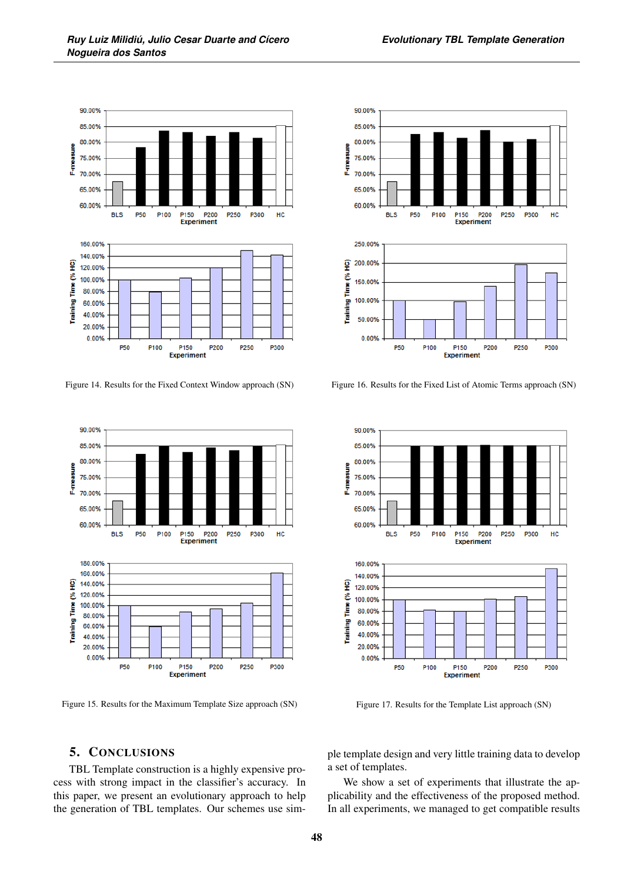Figure 14. Results for the Fixed Context Window approach (SN)

Figure 16. Results for the Fixed List of Atomic Terms approach (SN)

Figure 15. Results for the Maximum Template Size approach (SN)

Figure 17. Results for the Template List approach (SN)

## 5. Conclusions

TBL Template construction is a highly expensive process with strong impact in the classifier's accuracy. In this paper, we present an evolutionary approach to help the generation of TBL templates. Our schemes use simple template design and very little training data to develop a set of templates.

We show a set of experiments that illustrate the applicability and the effectiveness of the proposed method. In all experiments, we managed to get compatible results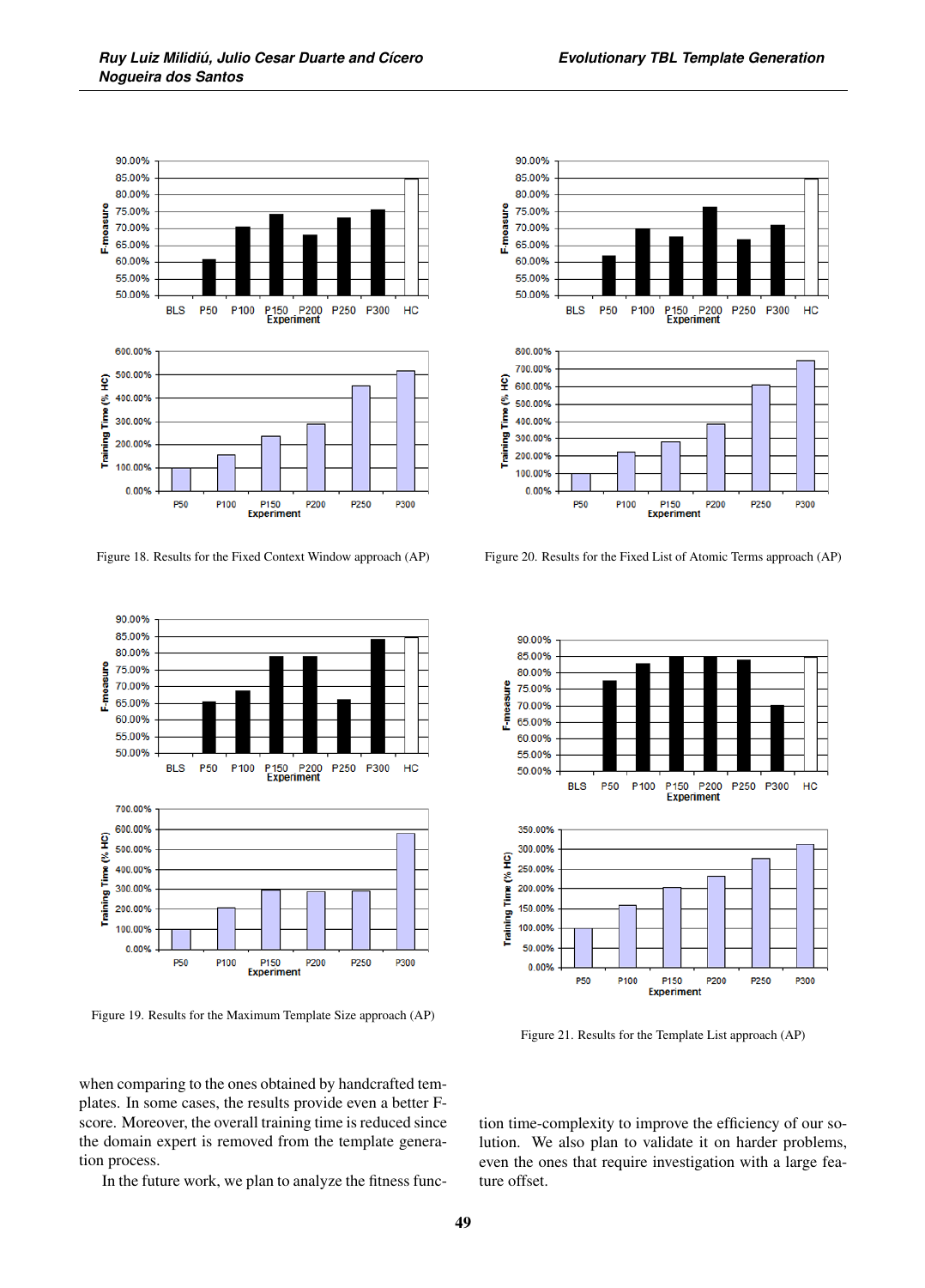Figure 18. Results for the Fixed Context Window approach (AP)

Figure 20. Results for the Fixed List of Atomic Terms approach (AP)

Figure 19. Results for the Maximum Template Size approach (AP)

Figure 21. Results for the Template List approach (AP)

when comparing to the ones obtained by handcrafted templates. In some cases, the results provide even a better F-score. Moreover, the overall training time is reduced since the domain expert is removed from the template generation process.

In the future work, we plan to analyze the fitness function time-complexity to improve the efficiency of our solution. We also plan to validate it on harder problems, even the ones that require investigation with a large feature offset.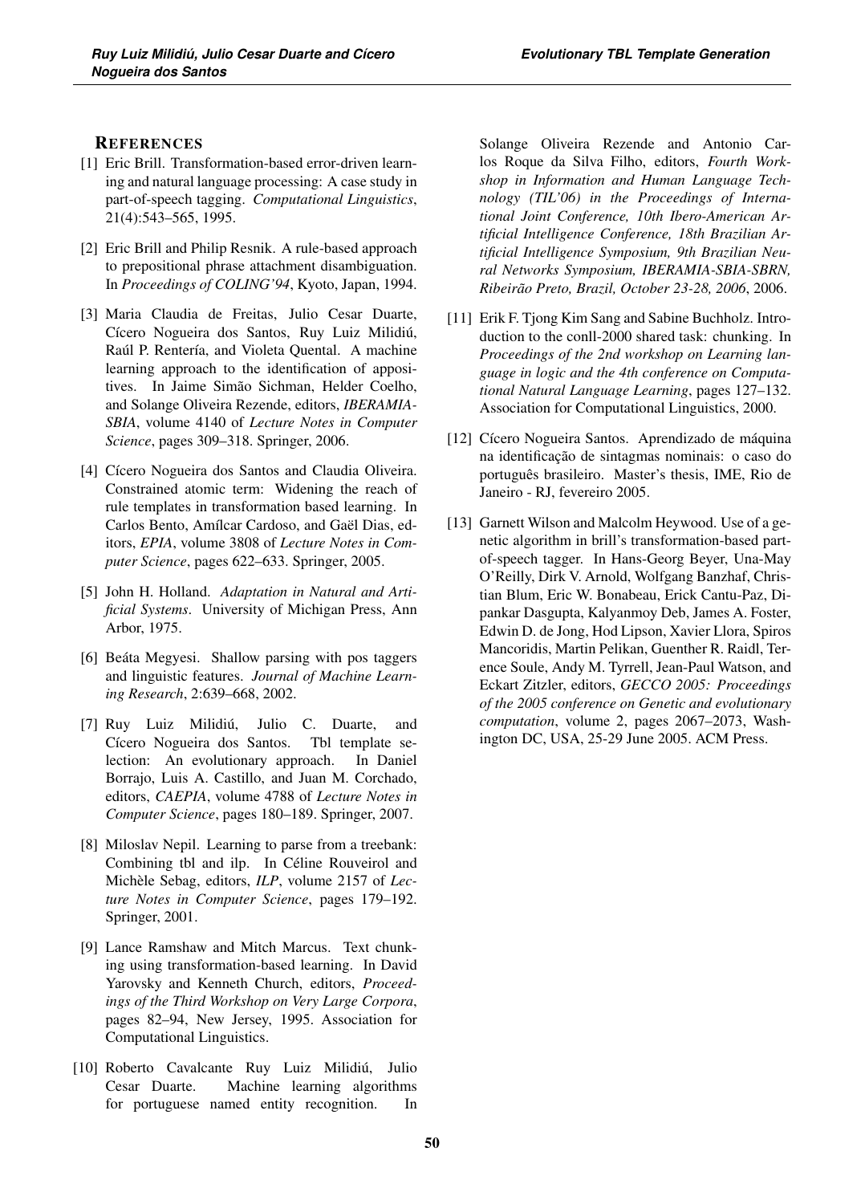## References

[1] Eric Brill. Transformation-based error-driven learning and natural language processing: A case study in part-of-speech tagging. *Computational Linguistics*, 21(4):543–565, 1995.

[2] Eric Brill and Philip Resnik. A rule-based approach to prepositional phrase attachment disambiguation. In *Proceedings of COLING'94*, Kyoto, Japan, 1994.

[3] Maria Claudia de Freitas, Julio Cesar Duarte, Cícero Nogueira dos Santos, Ruy Luiz Milidiú, Raúl P. Rentería, and Violeta Quental. A machine learning approach to the identification of appositives. In Jaime Simão Sichman, Helder Coelho, and Solange Oliveira Rezende, editors, *IBERAMIA-SBIA*, volume 4140 of *Lecture Notes in Computer Science*, pages 309–318. Springer, 2006.

[4] Cícero Nogueira dos Santos and Claudia Oliveira. Constrained atomic term: Widening the reach of rule templates in transformation based learning. In Carlos Bento, Amílcar Cardoso, and Gaël Dias, editors, *EPIA*, volume 3808 of *Lecture Notes in Computer Science*, pages 622–633. Springer, 2005.

[5] John H. Holland. *Adaptation in Natural and Artificial Systems*. University of Michigan Press, Ann Arbor, 1975.

[6] Beáta Megyesi. Shallow parsing with pos taggers and linguistic features. *Journal of Machine Learning Research*, 2:639–668, 2002.

[7] Ruy Luiz Milidiú, Julio C. Duarte, and Cícero Nogueira dos Santos. Tbl template selection: An evolutionary approach. In Daniel Borrajo, Luis A. Castillo, and Juan M. Corchado, editors, *CAEPIA*, volume 4788 of *Lecture Notes in Computer Science*, pages 180–189. Springer, 2007.

[8] Miloslav Nepil. Learning to parse from a treebank: Combining tbl and ilp. In Céline Rouveirol and Michèle Sebag, editors, *ILP*, volume 2157 of *Lecture Notes in Computer Science*, pages 179–192. Springer, 2001.

[9] Lance Ramshaw and Mitch Marcus. Text chunking using transformation-based learning. In David Yarovsky and Kenneth Church, editors, *Proceedings of the Third Workshop on Very Large Corpora*, pages 82–94, New Jersey, 1995. Association for Computational Linguistics.

[10] Roberto Cavalcante Ruy Luiz Milidiú, Julio Cesar Duarte. Machine learning algorithms for portuguese named entity recognition. In Solange Oliveira Rezende and Antonio Carlos Roque da Silva Filho, editors, *Fourth Workshop in Information and Human Language Technology (TIL'06) in the Proceedings of International Joint Conference, 10th Ibero-American Artificial Intelligence Conference, 18th Brazilian Artificial Intelligence Symposium, 9th Brazilian Neural Networks Symposium, IBERAMIA-SBIA-SBRN, Ribeirão Preto, Brazil, October 23-28, 2006*, 2006.

[11] Erik F. Tjong Kim Sang and Sabine Buchholz. Introduction to the conll-2000 shared task: chunking. In *Proceedings of the 2nd workshop on Learning language in logic and the 4th conference on Computational Natural Language Learning*, pages 127–132. Association for Computational Linguistics, 2000.

[12] Cícero Nogueira Santos. Aprendizado de máquina na identificação de sintagmas nominais: o caso do português brasileiro. Master's thesis, IME, Rio de Janeiro - RJ, fevereiro 2005.

[13] Garnett Wilson and Malcolm Heywood. Use of a genetic algorithm in brill's transformation-based part-of-speech tagger. In Hans-Georg Beyer, Una-May O'Reilly, Dirk V. Arnold, Wolfgang Banzhaf, Christian Blum, Eric W. Bonabeau, Erick Cantu-Paz, Dipankar Dasgupta, Kalyanmoy Deb, James A. Foster, Edwin D. de Jong, Hod Lipson, Xavier Llora, Spiros Mancoridis, Martin Pelikan, Guenther R. Raidl, Terence Soule, Andy M. Tyrrell, Jean-Paul Watson, and Eckart Zitzler, editors, *GECCO 2005: Proceedings of the 2005 conference on Genetic and evolutionary computation*, volume 2, pages 2067–2073, Washington DC, USA, 25-29 June 2005. ACM Press.